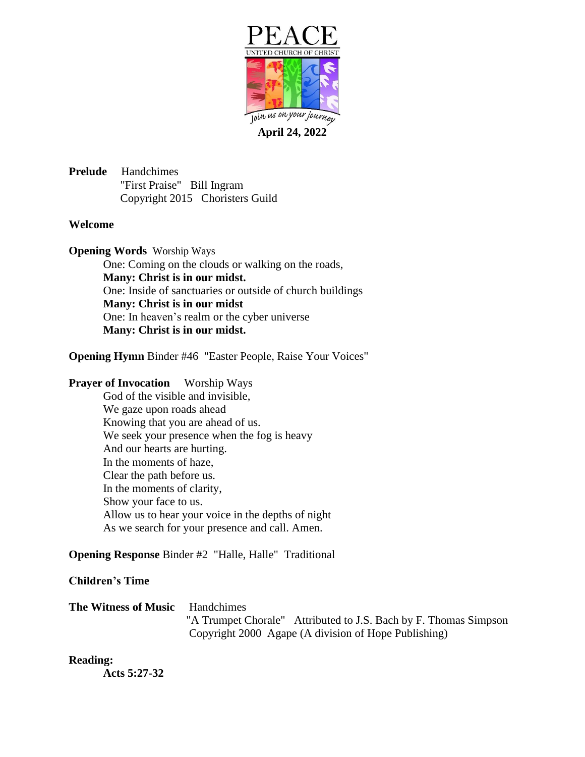# PEACE

UNITED CHURCH OF CHRIST

*Join us on your journey*

**April 24, 2022**

**Prelude** Handchimes
"First Praise" Bill Ingram
Copyright 2015 Choristers Guild

**Welcome**

**Opening Words** Worship Ways

One: Coming on the clouds or walking on the roads,
**Many: Christ is in our midst.**
One: Inside of sanctuaries or outside of church buildings
**Many: Christ is in our midst**
One: In heaven's realm or the cyber universe
**Many: Christ is in our midst.**

**Opening Hymn** Binder #46 "Easter People, Raise Your Voices"

**Prayer of Invocation** Worship Ways

God of the visible and invisible,
We gaze upon roads ahead
Knowing that you are ahead of us.
We seek your presence when the fog is heavy
And our hearts are hurting.
In the moments of haze,
Clear the path before us.
In the moments of clarity,
Show your face to us.
Allow us to hear your voice in the depths of night
As we search for your presence and call. Amen.

**Opening Response** Binder #2 "Halle, Halle" Traditional

**Children's Time**

**The Witness of Music** Handchimes
"A Trumpet Chorale" Attributed to J.S. Bach by F. Thomas Simpson
Copyright 2000 Agape (A division of Hope Publishing)

**Reading:**

**Acts 5:27-32**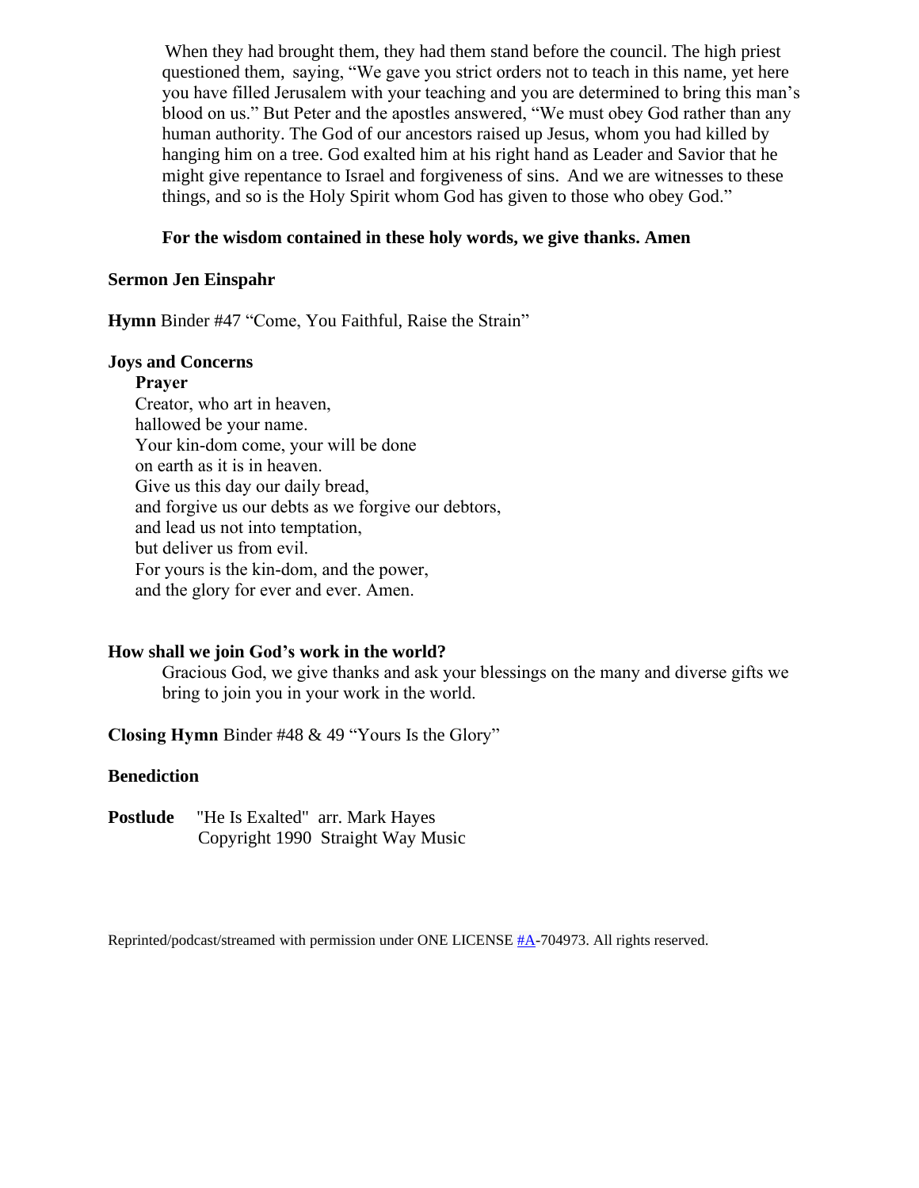When they had brought them, they had them stand before the council. The high priest questioned them, saying, "We gave you strict orders not to teach in this name, yet here you have filled Jerusalem with your teaching and you are determined to bring this man's blood on us." But Peter and the apostles answered, "We must obey God rather than any human authority. The God of our ancestors raised up Jesus, whom you had killed by hanging him on a tree. God exalted him at his right hand as Leader and Savior that he might give repentance to Israel and forgiveness of sins. And we are witnesses to these things, and so is the Holy Spirit whom God has given to those who obey God."

**For the wisdom contained in these holy words, we give thanks. Amen**

**Sermon Jen Einspahr**

**Hymn** Binder #47 "Come, You Faithful, Raise the Strain"

**Joys and Concerns**

**Prayer**

Creator, who art in heaven,  
hallowed be your name.  
Your kin-dom come, your will be done  
on earth as it is in heaven.  
Give us this day our daily bread,  
and forgive us our debts as we forgive our debtors,  
and lead us not into temptation,  
but deliver us from evil.  
For yours is the kin-dom, and the power,  
and the glory for ever and ever. Amen.

**How shall we join God's work in the world?**

Gracious God, we give thanks and ask your blessings on the many and diverse gifts we bring to join you in your work in the world.

**Closing Hymn** Binder #48 & 49 "Yours Is the Glory"

**Benediction**

**Postlude** "He Is Exalted" arr. Mark Hayes  
Copyright 1990 Straight Way Music

Reprinted/podcast/streamed with permission under ONE LICENSE #A-704973. All rights reserved.